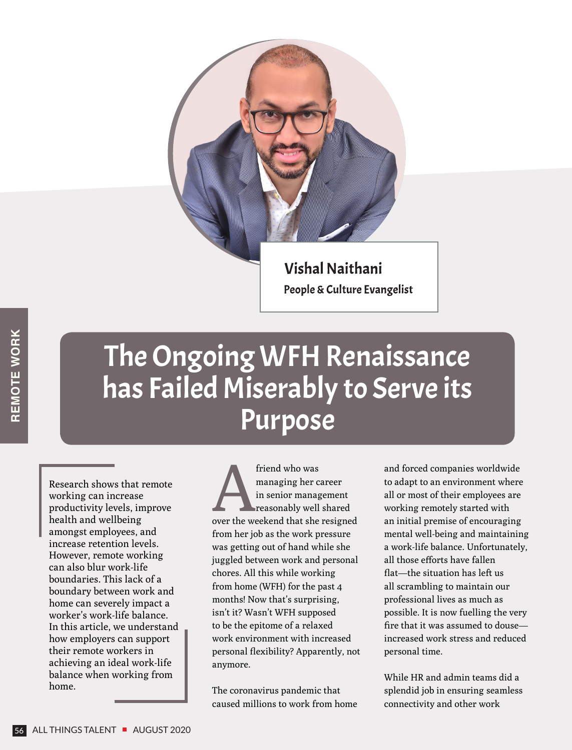**Vishal Naithani**

**People & Culture Evangelist**

REMOTE WORK

# The Ongoing WFH Renaissance has Failed Miserably to Serve its Purpose

Research shows that remote working can increase productivity levels, improve health and wellbeing amongst employees, and increase retention levels. However, remote working can also blur work-life boundaries. This lack of a boundary between work and home can severely impact a worker's work-life balance. In this article, we understand how employers can support their remote workers in achieving an ideal work-life balance when working from home.

A friend who was managing her career in senior management reasonably well shared over the weekend that she resigned from her job as the work pressure was getting out of hand while she juggled between work and personal chores. All this while working from home (WFH) for the past 4 months! Now that's surprising, isn't it? Wasn't WFH supposed to be the epitome of a relaxed work environment with increased personal flexibility? Apparently, not anymore.

The coronavirus pandemic that caused millions to work from home and forced companies worldwide to adapt to an environment where all or most of their employees are working remotely started with an initial premise of encouraging mental well-being and maintaining a work-life balance. Unfortunately, all those efforts have fallen flat—the situation has left us all scrambling to maintain our professional lives as much as possible. It is now fuelling the very fire that it was assumed to douse—increased work stress and reduced personal time.

While HR and admin teams did a splendid job in ensuring seamless connectivity and other work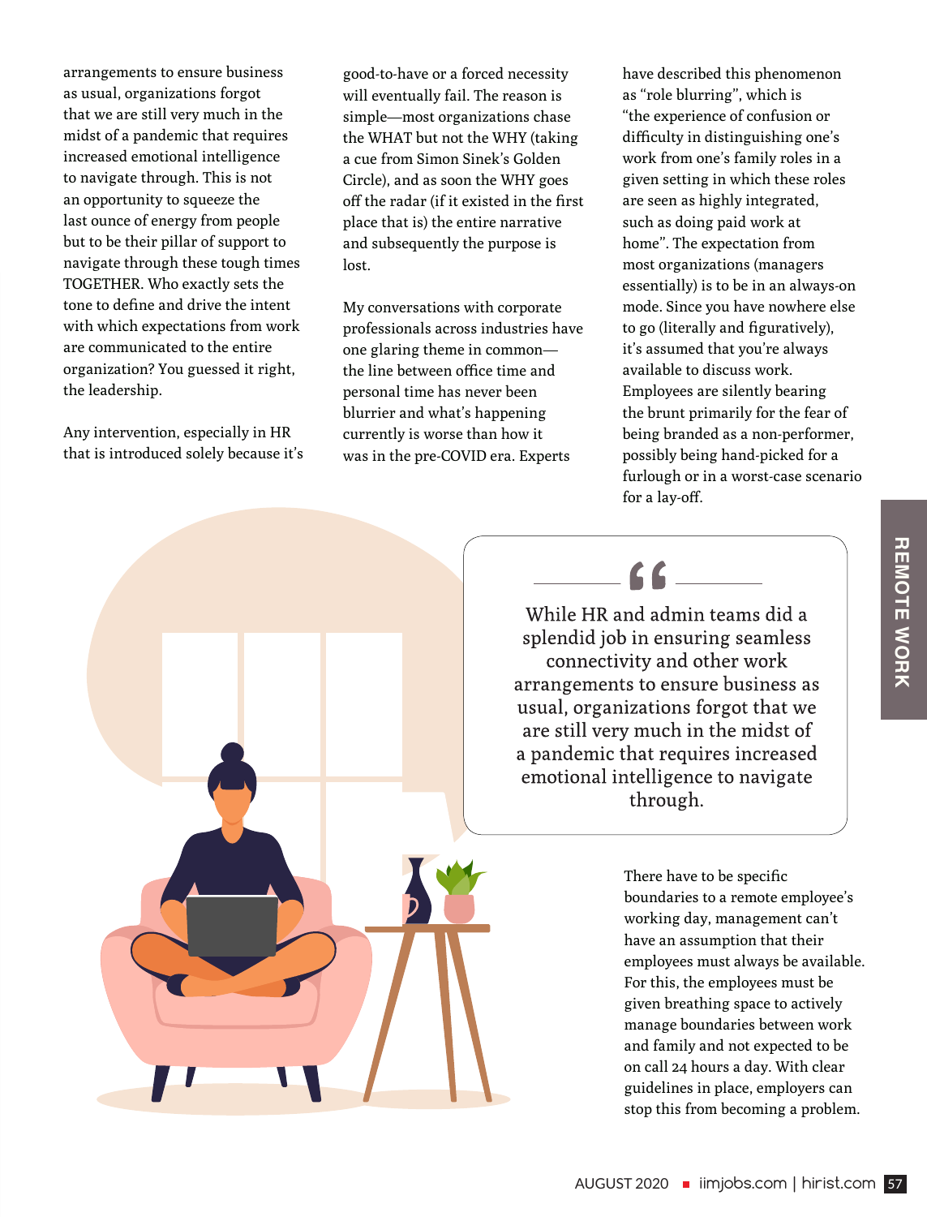arrangements to ensure business as usual, organizations forgot that we are still very much in the midst of a pandemic that requires increased emotional intelligence to navigate through. This is not an opportunity to squeeze the last ounce of energy from people but to be their pillar of support to navigate through these tough times TOGETHER. Who exactly sets the tone to define and drive the intent with which expectations from work are communicated to the entire organization? You guessed it right, the leadership.

Any intervention, especially in HR that is introduced solely because it's good-to-have or a forced necessity will eventually fail. The reason is simple—most organizations chase the WHAT but not the WHY (taking a cue from Simon Sinek's Golden Circle), and as soon as the WHY goes off the radar (if it existed in the first place that is) the entire narrative and subsequently the purpose is lost.

My conversations with corporate professionals across industries have one glaring theme in common—the line between office time and personal time has never been blurrier and what's happening currently is worse than how it was in the pre-COVID era. Experts have described this phenomenon as "role blurring", which is "the experience of confusion or difficulty in distinguishing one's work from one's family roles in a given setting in which these roles are seen as highly integrated, such as doing paid work at home". The expectation from most organizations (managers essentially) is to be in an always-on mode. Since you have nowhere else to go (literally and figuratively), it's assumed that you're always available to discuss work. Employees are silently bearing the brunt primarily for the fear of being branded as a non-performer, possibly being hand-picked for a furlough or in a worst-case scenario for a lay-off.

> "While HR and admin teams did a splendid job in ensuring seamless connectivity and other work arrangements to ensure business as usual, organizations forgot that we are still very much in the midst of a pandemic that requires increased emotional intelligence to navigate through.

There have to be specific boundaries to a remote employee's working day, management can't have an assumption that their employees must always be available. For this, the employees must be given breathing space to actively manage boundaries between work and family and not expected to be on call 24 hours a day. With clear guidelines in place, employers can stop this from becoming a problem.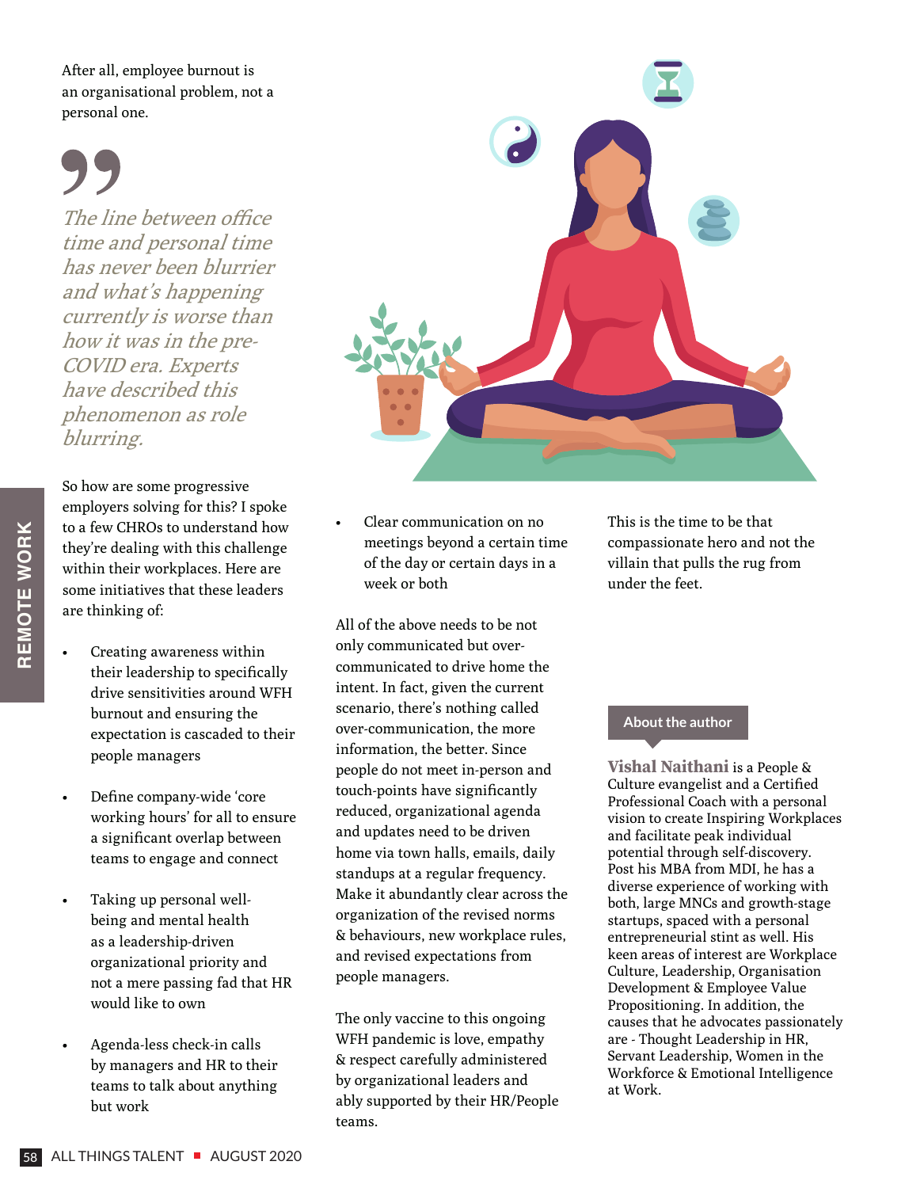After all, employee burnout is an organisational problem, not a personal one.

> *The line between office time and personal time has never been blurrier and what's happening currently is worse than how it was in the pre-COVID era. Experts have described this phenomenon as role blurring.*

So how are some progressive employers solving for this? I spoke to a few CHROs to understand how they're dealing with this challenge within their workplaces. Here are some initiatives that these leaders are thinking of:

- Creating awareness within their leadership to specifically drive sensitivities around WFH burnout and ensuring the expectation is cascaded to their people managers
- Define company-wide 'core working hours' for all to ensure a significant overlap between teams to engage and connect
- Taking up personal well-being and mental health as a leadership-driven organizational priority and not a mere passing fad that HR would like to own
- Agenda-less check-in calls by managers and HR to their teams to talk about anything but work
- Clear communication on no meetings beyond a certain time of the day or certain days in a week or both

All of the above needs to be not only communicated but over-communicated to drive home the intent. In fact, given the current scenario, there's nothing called over-communication, the more information, the better. Since people do not meet in-person and touch-points have significantly reduced, organizational agenda and updates need to be driven home via town halls, emails, daily standups at a regular frequency. Make it abundantly clear across the organization of the revised norms & behaviours, new workplace rules, and revised expectations from people managers.

The only vaccine to this ongoing WFH pandemic is love, empathy & respect carefully administered by organizational leaders and ably supported by their HR/People teams.

This is the time to be that compassionate hero and not the villain that pulls the rug from under the feet.

## About the author

**Vishal Naithani** is a People & Culture evangelist and a Certified Professional Coach with a personal vision to create Inspiring Workplaces and facilitate peak individual potential through self-discovery. Post his MBA from MDI, he has a diverse experience of working with both, large MNCs and growth-stage startups, spaced with a personal entrepreneurial stint as well. His keen areas of interest are Workplace Culture, Leadership, Organisation Development & Employee Value Propositioning. In addition, the causes that he advocates passionately are - Thought Leadership in HR, Servant Leadership, Women in the Workforce & Emotional Intelligence at Work.